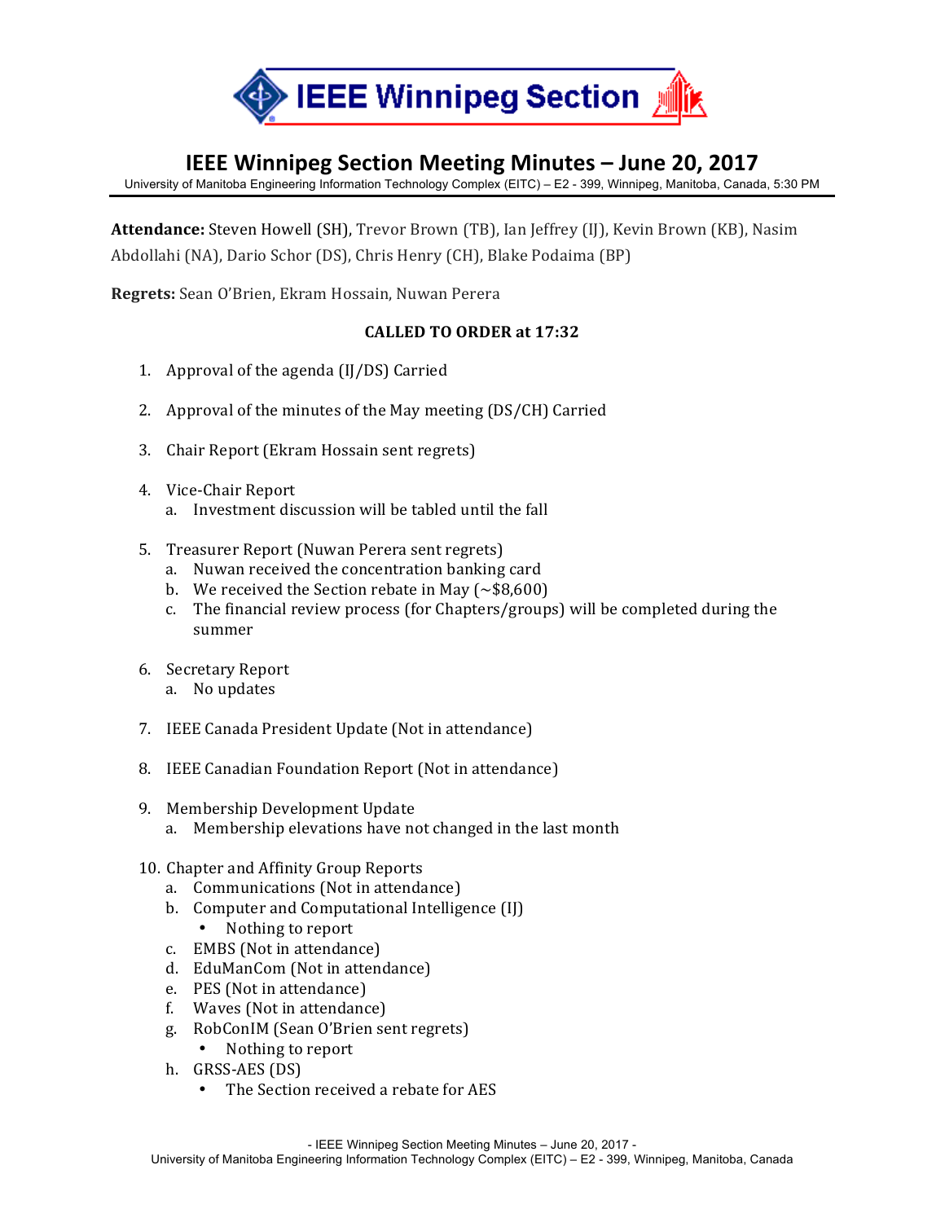# IEEE Winnipeg Section Meeting Minutes – June 20, 2017

University of Manitoba Engineering Information Technology Complex (EITC) – E2 - 399, Winnipeg, Manitoba, Canada, 5:30 PM

**Attendance:** Steven Howell (SH), Trevor Brown (TB), Ian Jeffrey (IJ), Kevin Brown (KB), Nasim Abdollahi (NA), Dario Schor (DS), Chris Henry (CH), Blake Podaima (BP)

**Regrets:** Sean O'Brien, Ekram Hossain, Nuwan Perera

**CALLED TO ORDER at 17:32**

1. Approval of the agenda (IJ/DS) Carried
2. Approval of the minutes of the May meeting (DS/CH) Carried
3. Chair Report (Ekram Hossain sent regrets)
4. Vice-Chair Report
   a. Investment discussion will be tabled until the fall
5. Treasurer Report (Nuwan Perera sent regrets)
   a. Nuwan received the concentration banking card
   b. We received the Section rebate in May (~$8,600)
   c. The financial review process (for Chapters/groups) will be completed during the summer
6. Secretary Report
   a. No updates
7. IEEE Canada President Update (Not in attendance)
8. IEEE Canadian Foundation Report (Not in attendance)
9. Membership Development Update
   a. Membership elevations have not changed in the last month
10. Chapter and Affinity Group Reports
    a. Communications (Not in attendance)
    b. Computer and Computational Intelligence (IJ)
       - Nothing to report
    c. EMBS (Not in attendance)
    d. EduManCom (Not in attendance)
    e. PES (Not in attendance)
    f. Waves (Not in attendance)
    g. RobConIM (Sean O'Brien sent regrets)
       - Nothing to report
    h. GRSS-AES (DS)
       - The Section received a rebate for AES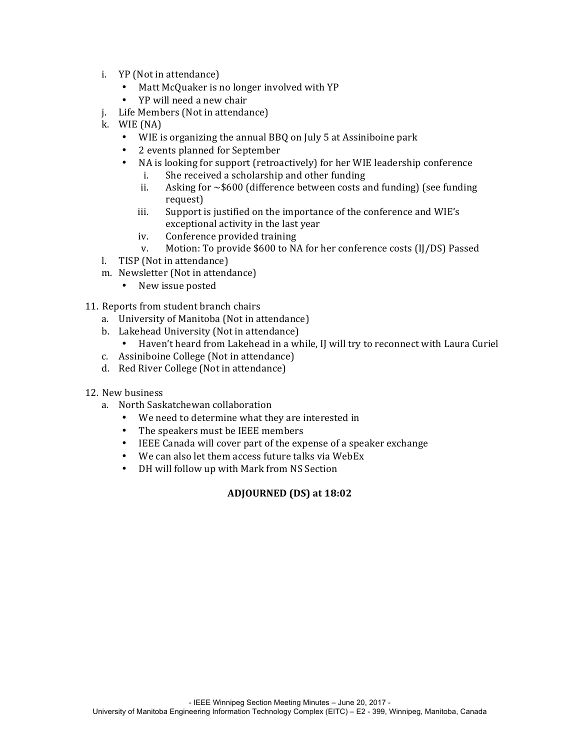i. YP (Not in attendance)
   - Matt McQuaker is no longer involved with YP
   - YP will need a new chair

j. Life Members (Not in attendance)

k. WIE (NA)
   - WIE is organizing the annual BBQ on July 5 at Assiniboine park
   - 2 events planned for September
   - NA is looking for support (retroactively) for her WIE leadership conference
     i. She received a scholarship and other funding
     ii. Asking for ~$600 (difference between costs and funding) (see funding request)
     iii. Support is justified on the importance of the conference and WIE's exceptional activity in the last year
     iv. Conference provided training
     v. Motion: To provide $600 to NA for her conference costs (IJ/DS) Passed

l. TISP (Not in attendance)

m. Newsletter (Not in attendance)
   - New issue posted

11. Reports from student branch chairs
    a. University of Manitoba (Not in attendance)
    b. Lakehead University (Not in attendance)
       - Haven't heard from Lakehead in a while, IJ will try to reconnect with Laura Curiel
    c. Assiniboine College (Not in attendance)
    d. Red River College (Not in attendance)

12. New business
    a. North Saskatchewan collaboration
       - We need to determine what they are interested in
       - The speakers must be IEEE members
       - IEEE Canada will cover part of the expense of a speaker exchange
       - We can also let them access future talks via WebEx
       - DH will follow up with Mark from NS Section

**ADJOURNED (DS) at 18:02**